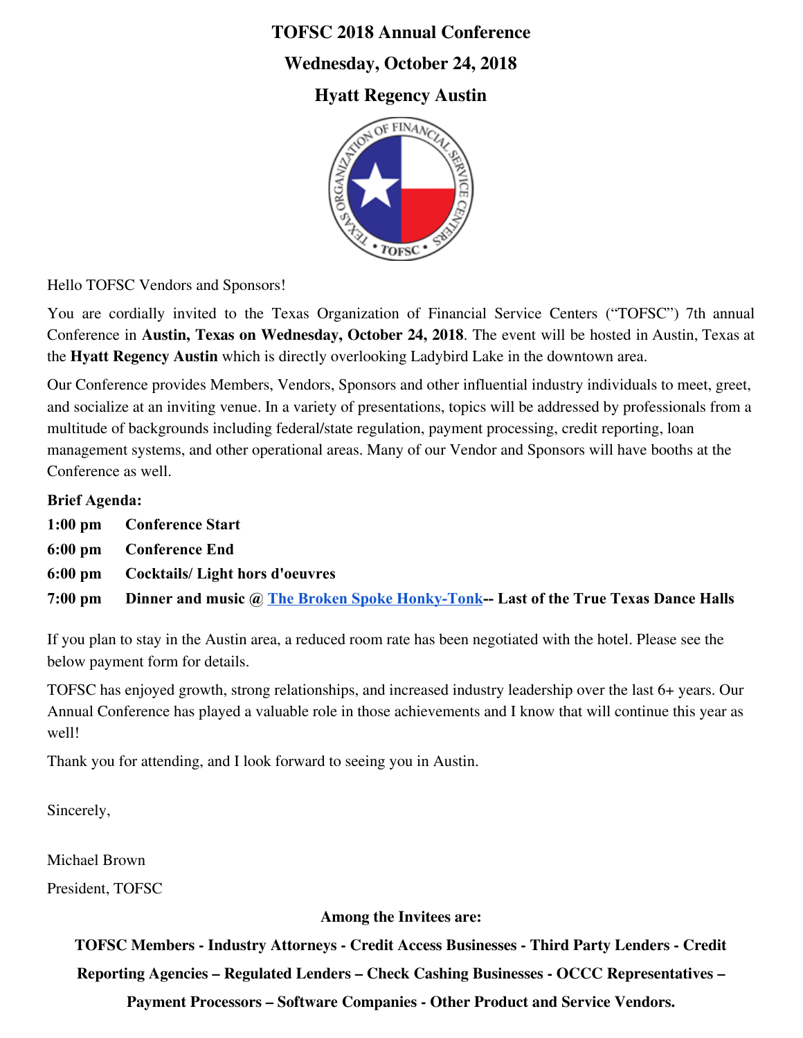# TOFSC 2018 Annual Conference

## Wednesday, October 24, 2018

## Hyatt Regency Austin

Hello TOFSC Vendors and Sponsors!

You are cordially invited to the Texas Organization of Financial Service Centers ("TOFSC") 7th annual Conference in **Austin, Texas on Wednesday, October 24, 2018**. The event will be hosted in Austin, Texas at the **Hyatt Regency Austin** which is directly overlooking Ladybird Lake in the downtown area.

Our Conference provides Members, Vendors, Sponsors and other influential industry individuals to meet, greet, and socialize at an inviting venue. In a variety of presentations, topics will be addressed by professionals from a multitude of backgrounds including federal/state regulation, payment processing, credit reporting, loan management systems, and other operational areas. Many of our Vendor and Sponsors will have booths at the Conference as well.

**Brief Agenda:**

**1:00 pm Conference Start**

**6:00 pm Conference End**

**6:00 pm Cocktails/ Light hors d'oeuvres**

**7:00 pm Dinner and music @ The Broken Spoke Honky-Tonk-- Last of the True Texas Dance Halls**

If you plan to stay in the Austin area, a reduced room rate has been negotiated with the hotel. Please see the below payment form for details.

TOFSC has enjoyed growth, strong relationships, and increased industry leadership over the last 6+ years. Our Annual Conference has played a valuable role in those achievements and I know that will continue this year as well!

Thank you for attending, and I look forward to seeing you in Austin.

Sincerely,

Michael Brown

President, TOFSC

**Among the Invitees are:**

**TOFSC Members - Industry Attorneys - Credit Access Businesses - Third Party Lenders - Credit Reporting Agencies – Regulated Lenders – Check Cashing Businesses - OCCC Representatives – Payment Processors – Software Companies - Other Product and Service Vendors.**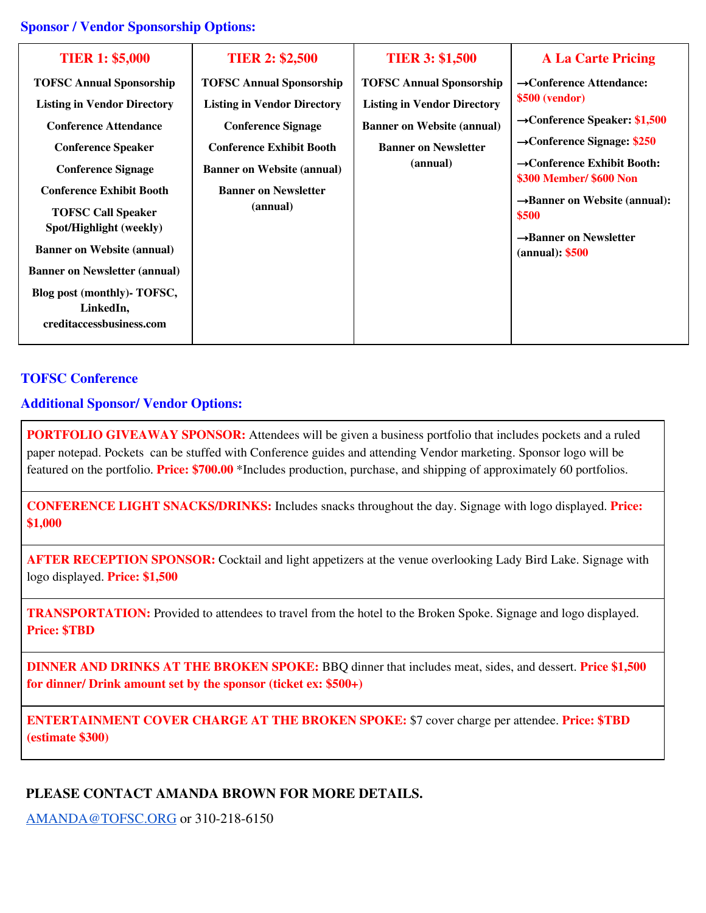**Sponsor / Vendor Sponsorship Options:**

| TIER 1: $5,000 | TIER 2: $2,500 | TIER 3: $1,500 | A La Carte Pricing |
|---|---|---|---|
| TOFSC Annual Sponsorship<br>Listing in Vendor Directory<br>Conference Attendance<br>Conference Speaker<br>Conference Signage<br>Conference Exhibit Booth<br>TOFSC Call Speaker Spot/Highlight (weekly)<br>Banner on Website (annual)<br>Banner on Newsletter (annual)<br>Blog post (monthly)- TOFSC, LinkedIn, creditaccessbusiness.com | TOFSC Annual Sponsorship<br>Listing in Vendor Directory<br>Conference Signage<br>Conference Exhibit Booth<br>Banner on Website (annual)<br>Banner on Newsletter (annual) | TOFSC Annual Sponsorship<br>Listing in Vendor Directory<br>Banner on Website (annual)<br>Banner on Newsletter (annual) | →Conference Attendance: $500 (vendor)<br>→Conference Speaker: $1,500<br>→Conference Signage: $250<br>→Conference Exhibit Booth: $300 Member/ $600 Non<br>→Banner on Website (annual): $500<br>→Banner on Newsletter (annual): $500 |

**TOFSC Conference**

**Additional Sponsor/ Vendor Options:**

| |
|---|
| **PORTFOLIO GIVEAWAY SPONSOR:** Attendees will be given a business portfolio that includes pockets and a ruled paper notepad. Pockets can be stuffed with Conference guides and attending Vendor marketing. Sponsor logo will be featured on the portfolio. **Price: $700.00** *Includes production, purchase, and shipping of approximately 60 portfolios. |
| **CONFERENCE LIGHT SNACKS/DRINKS:** Includes snacks throughout the day. Signage with logo displayed. **Price: $1,000** |
| **AFTER RECEPTION SPONSOR:** Cocktail and light appetizers at the venue overlooking Lady Bird Lake. Signage with logo displayed. **Price: $1,500** |
| **TRANSPORTATION:** Provided to attendees to travel from the hotel to the Broken Spoke. Signage and logo displayed. **Price: $TBD** |
| **DINNER AND DRINKS AT THE BROKEN SPOKE:** BBQ dinner that includes meat, sides, and dessert. **Price $1,500 for dinner/ Drink amount set by the sponsor (ticket ex: $500+)** |
| **ENTERTAINMENT COVER CHARGE AT THE BROKEN SPOKE:** $7 cover charge per attendee. **Price: $TBD (estimate $300)** |

**PLEASE CONTACT AMANDA BROWN FOR MORE DETAILS.**

AMANDA@TOFSC.ORG or 310-218-6150